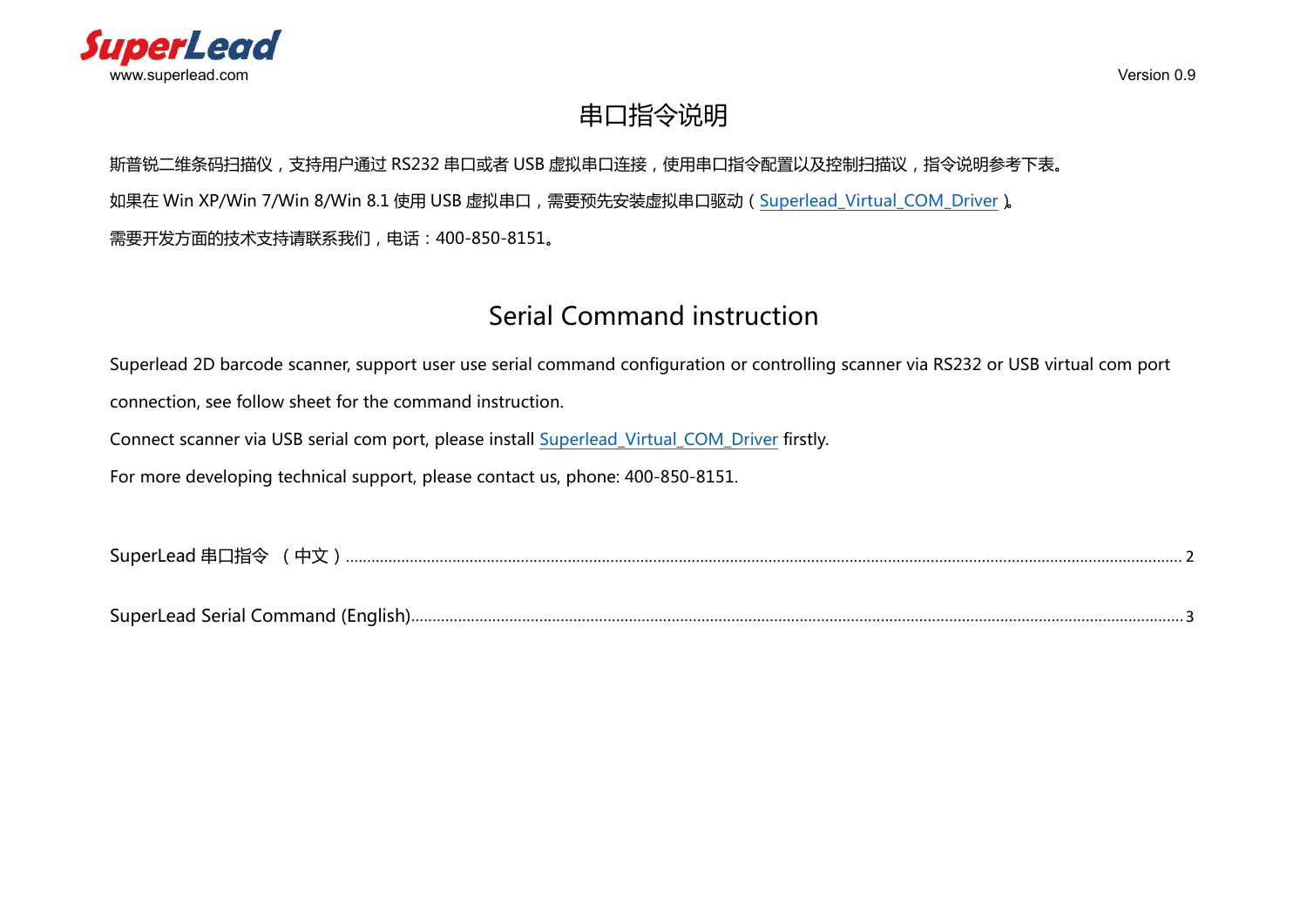SuperLead
www.superlead.com

Version 0.9

# 串口指令说明

斯普锐二维条码扫描仪，支持用户通过 RS232 串口或者 USB 虚拟串口连接，使用串口指令配置以及控制扫描议，指令说明参考下表。

如果在 Win XP/Win 7/Win 8/Win 8.1 使用 USB 虚拟串口，需要预先安装虚拟串口驱动（Superlead_Virtual_COM_Driver）。

需要开发方面的技术支持请联系我们，电话：400-850-8151。

# Serial Command instruction

Superlead 2D barcode scanner, support user use serial command configuration or controlling scanner via RS232 or USB virtual com port connection, see follow sheet for the command instruction.

Connect scanner via USB serial com port, please install Superlead_Virtual_COM_Driver firstly.

For more developing technical support, please contact us, phone: 400-850-8151.

SuperLead 串口指令 （中文）........................................ 2

SuperLead Serial Command (English)........................................ 3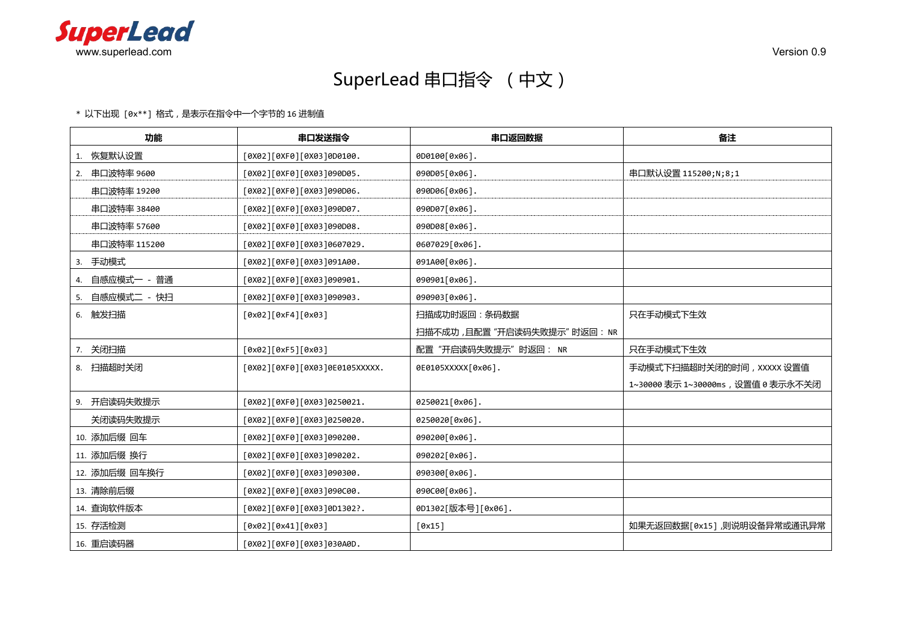SuperLead

www.superlead.com

Version 0.9

# SuperLead 串口指令 （中文）

* 以下出现 [0x**] 格式，是表示在指令中一个字节的 16 进制值

| 功能 | 串口发送指令 | 串口返回数据 | 备注 |
|---|---|---|---|
| 1. 恢复默认设置 | [0X02][0XF0][0X03]0D0100. | 0D0100[0x06]. | |
| 2. 串口波特率 9600 | [0X02][0XF0][0X03]090D05. | 090D05[0x06]. | 串口默认设置 115200;N;8;1 |
| 串口波特率 19200 | [0X02][0XF0][0X03]090D06. | 090D06[0x06]. | |
| 串口波特率 38400 | [0X02][0XF0][0X03]090D07. | 090D07[0x06]. | |
| 串口波特率 57600 | [0X02][0XF0][0X03]090D08. | 090D08[0x06]. | |
| 串口波特率 115200 | [0X02][0XF0][0X03]0607029. | 0607029[0x06]. | |
| 3. 手动模式 | [0X02][0XF0][0X03]091A00. | 091A00[0x06]. | |
| 4. 自感应模式一 - 普通 | [0X02][0XF0][0X03]090901. | 090901[0x06]. | |
| 5. 自感应模式二 - 快扫 | [0X02][0XF0][0X03]090903. | 090903[0x06]. | |
| 6. 触发扫描 | [0x02][0xF4][0x03] | 扫描成功时返回：条码数据<br>扫描不成功，且配置“开启读码失败提示”时返回： NR | 只在手动模式下生效 |
| 7. 关闭扫描 | [0x02][0xF5][0x03] | 配置“开启读码失败提示”时返回： NR | 只在手动模式下生效 |
| 8. 扫描超时关闭 | [0X02][0XF0][0X03]0E0105XXXXX. | 0E0105XXXXX[0x06]. | 手动模式下扫描超时关闭的时间，XXXXX 设置值 1~30000 表示 1~30000ms，设置值 0 表示永不关闭 |
| 9. 开启读码失败提示 | [0X02][0XF0][0X03]0250021. | 0250021[0x06]. | |
| 关闭读码失败提示 | [0X02][0XF0][0X03]0250020. | 0250020[0x06]. | |
| 10. 添加后缀 回车 | [0X02][0XF0][0X03]090200. | 090200[0x06]. | |
| 11. 添加后缀 换行 | [0X02][0XF0][0X03]090202. | 090202[0x06]. | |
| 12. 添加后缀 回车换行 | [0X02][0XF0][0X03]090300. | 090300[0x06]. | |
| 13. 清除前后缀 | [0X02][0XF0][0X03]090C00. | 090C00[0x06]. | |
| 14. 查询软件版本 | [0X02][0XF0][0X03]0D1302?. | 0D1302[版本号][0x06]. | |
| 15. 存活检测 | [0x02][0x41][0x03] | [0x15] | 如果无返回数据[0x15]，则说明设备异常或通讯异常 |
| 16. 重启读码器 | [0X02][0XF0][0X03]030A0D. | | |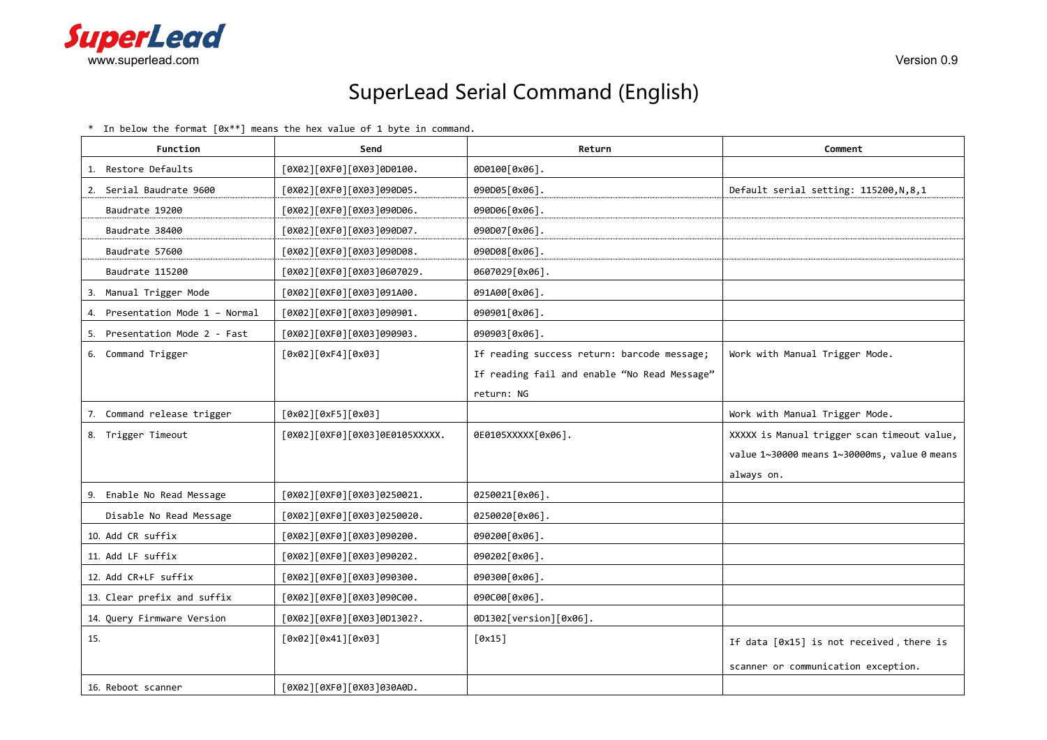SuperLead
www.superlead.com

Version 0.9

# SuperLead Serial Command (English)

* In below the format [0x**] means the hex value of 1 byte in command.

| Function | Send | Return | Comment |
|---|---|---|---|
| 1. Restore Defaults | [0X02][0XF0][0X03]0D0100. | 0D0100[0x06]. | |
| 2. Serial Baudrate 9600 | [0X02][0XF0][0X03]090D05. | 090D05[0x06]. | Default serial setting: 115200,N,8,1 |
| Baudrate 19200 | [0X02][0XF0][0X03]090D06. | 090D06[0x06]. | |
| Baudrate 38400 | [0X02][0XF0][0X03]090D07. | 090D07[0x06]. | |
| Baudrate 57600 | [0X02][0XF0][0X03]090D08. | 090D08[0x06]. | |
| Baudrate 115200 | [0X02][0XF0][0X03]0607029. | 0607029[0x06]. | |
| 3. Manual Trigger Mode | [0X02][0XF0][0X03]091A00. | 091A00[0x06]. | |
| 4. Presentation Mode 1 – Normal | [0X02][0XF0][0X03]090901. | 090901[0x06]. | |
| 5. Presentation Mode 2 - Fast | [0X02][0XF0][0X03]090903. | 090903[0x06]. | |
| 6. Command Trigger | [0x02][0xF4][0x03] | If reading success return: barcode message; If reading fail and enable "No Read Message" return: NG | Work with Manual Trigger Mode. |
| 7. Command release trigger | [0x02][0xF5][0x03] | | Work with Manual Trigger Mode. |
| 8. Trigger Timeout | [0X02][0XF0][0X03]0E0105XXXXX. | 0E0105XXXXX[0x06]. | XXXXX is Manual trigger scan timeout value, value 1~30000 means 1~30000ms, value 0 means always on. |
| 9. Enable No Read Message | [0X02][0XF0][0X03]0250021. | 0250021[0x06]. | |
| Disable No Read Message | [0X02][0XF0][0X03]0250020. | 0250020[0x06]. | |
| 10. Add CR suffix | [0X02][0XF0][0X03]090200. | 090200[0x06]. | |
| 11. Add LF suffix | [0X02][0XF0][0X03]090202. | 090202[0x06]. | |
| 12. Add CR+LF suffix | [0X02][0XF0][0X03]090300. | 090300[0x06]. | |
| 13. Clear prefix and suffix | [0X02][0XF0][0X03]090C00. | 090C00[0x06]. | |
| 14. Query Firmware Version | [0X02][0XF0][0X03]0D1302?. | 0D1302[version][0x06]. | |
| 15. | [0x02][0x41][0x03] | [0x15] | If data [0x15] is not received, there is scanner or communication exception. |
| 16. Reboot scanner | [0X02][0XF0][0X03]030A0D. | | |